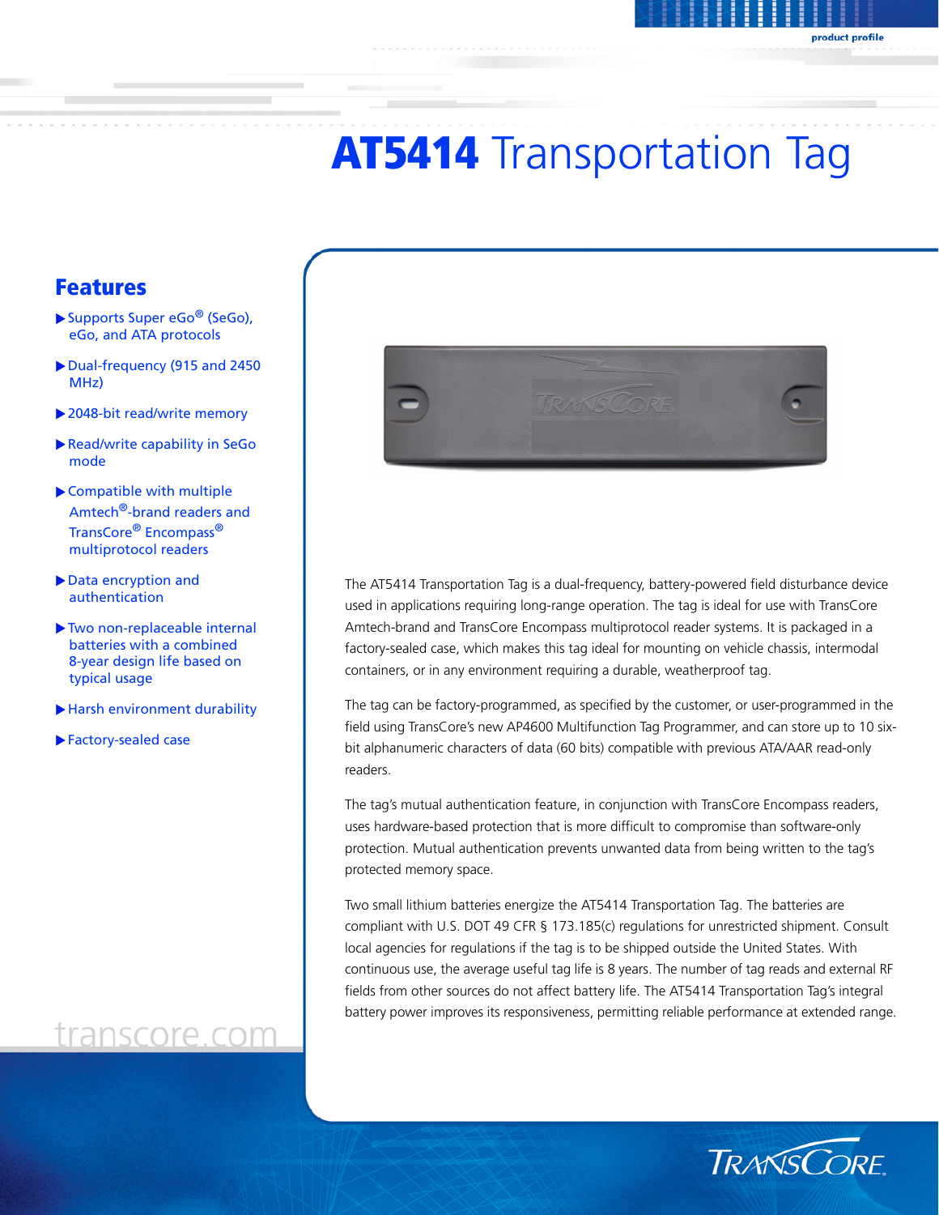# AT5414 Transportation Tag

## Features

- Supports Super eGo® (SeGo), eGo, and ATA protocols
- Dual-frequency (915 and 2450 MHz)
- 2048-bit read/write memory
- Read/write capability in SeGo mode
- Compatible with multiple Amtech®-brand readers and TransCore® Encompass® multiprotocol readers
- Data encryption and authentication
- Two non-replaceable internal batteries with a combined 8-year design life based on typical usage
- Harsh environment durability
- Factory-sealed case

The AT5414 Transportation Tag is a dual-frequency, battery-powered field disturbance device used in applications requiring long-range operation. The tag is ideal for use with TransCore Amtech-brand and TransCore Encompass multiprotocol reader systems. It is packaged in a factory-sealed case, which makes this tag ideal for mounting on vehicle chassis, intermodal containers, or in any environment requiring a durable, weatherproof tag.

The tag can be factory-programmed, as specified by the customer, or user-programmed in the field using TransCore's new AP4600 Multifunction Tag Programmer, and can store up to 10 six-bit alphanumeric characters of data (60 bits) compatible with previous ATA/AAR read-only readers.

The tag's mutual authentication feature, in conjunction with TransCore Encompass readers, uses hardware-based protection that is more difficult to compromise than software-only protection. Mutual authentication prevents unwanted data from being written to the tag's protected memory space.

Two small lithium batteries energize the AT5414 Transportation Tag. The batteries are compliant with U.S. DOT 49 CFR § 173.185(c) regulations for unrestricted shipment. Consult local agencies for regulations if the tag is to be shipped outside the United States. With continuous use, the average useful tag life is 8 years. The number of tag reads and external RF fields from other sources do not affect battery life. The AT5414 Transportation Tag's integral battery power improves its responsiveness, permitting reliable performance at extended range.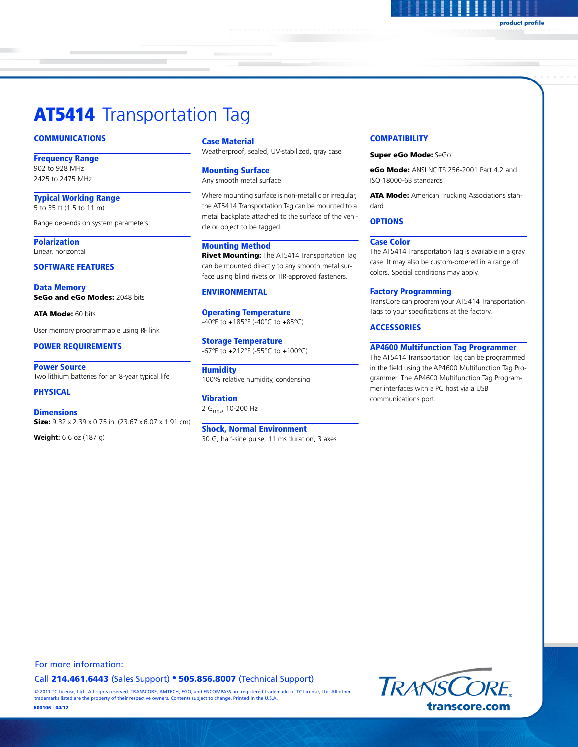# AT5414 Transportation Tag

## COMMUNICATIONS

### Frequency Range

902 to 928 MHz

2425 to 2475 MHz

### Typical Working Range

5 to 35 ft (1.5 to 11 m)

Range depends on system parameters.

### Polarization

Linear, horizontal

## SOFTWARE FEATURES

### Data Memory

**SeGo and eGo Modes:** 2048 bits

**ATA Mode:** 60 bits

User memory programmable using RF link

## POWER REQUIREMENTS

### Power Source

Two lithium batteries for an 8-year typical life

## PHYSICAL

### Dimensions

**Size:** 9.32 x 2.39 x 0.75 in. (23.67 x 6.07 x 1.91 cm)

**Weight:** 6.6 oz (187 g)

### Case Material

Weatherproof, sealed, UV-stabilized, gray case

### Mounting Surface

Any smooth metal surface

Where mounting surface is non-metallic or irregular, the AT5414 Transportation Tag can be mounted to a metal backplate attached to the surface of the vehicle or object to be tagged.

### Mounting Method

**Rivet Mounting:** The AT5414 Transportation Tag can be mounted directly to any smooth metal surface using blind rivets or TIR-approved fasteners.

## ENVIRONMENTAL

### Operating Temperature

-40°F to +185°F (-40°C to +85°C)

### Storage Temperature

-67°F to +212°F (-55°C to +100°C)

### Humidity

100% relative humidity, condensing

### Vibration

2 $G_{rms}$, 10-200 Hz

### Shock, Normal Environment

30 G, half-sine pulse, 11 ms duration, 3 axes

## COMPATIBILITY

**Super eGo Mode:** SeGo

**eGo Mode:** ANSI NCITS 256-2001 Part 4.2 and ISO 18000-6B standards

**ATA Mode:** American Trucking Associations standard

## OPTIONS

### Case Color

The AT5414 Transportation Tag is available in a gray case. It may also be custom-ordered in a range of colors. Special conditions may apply.

### Factory Programming

TransCore can program your AT5414 Transportation Tags to your specifications at the factory.

## ACCESSORIES

### AP4600 Multifunction Tag Programmer

The AT5414 Transportation Tag can be programmed in the field using the AP4600 Multifunction Tag Programmer. The AP4600 Multifunction Tag Programmer interfaces with a PC host via a USB communications port.

For more information:

Call **214.461.6443** (Sales Support) • **505.856.8007** (Technical Support)

© 2011 TC License, Ltd. All rights reserved. TRANSCORE, AMTECH, EGO, and ENCOMPASS are registered trademarks of TC License, Ltd. All other trademarks listed are the property of their respective owners. Contents subject to change. Printed in the U.S.A.

600106 - 04/12

TRANSCORE

transcore.com